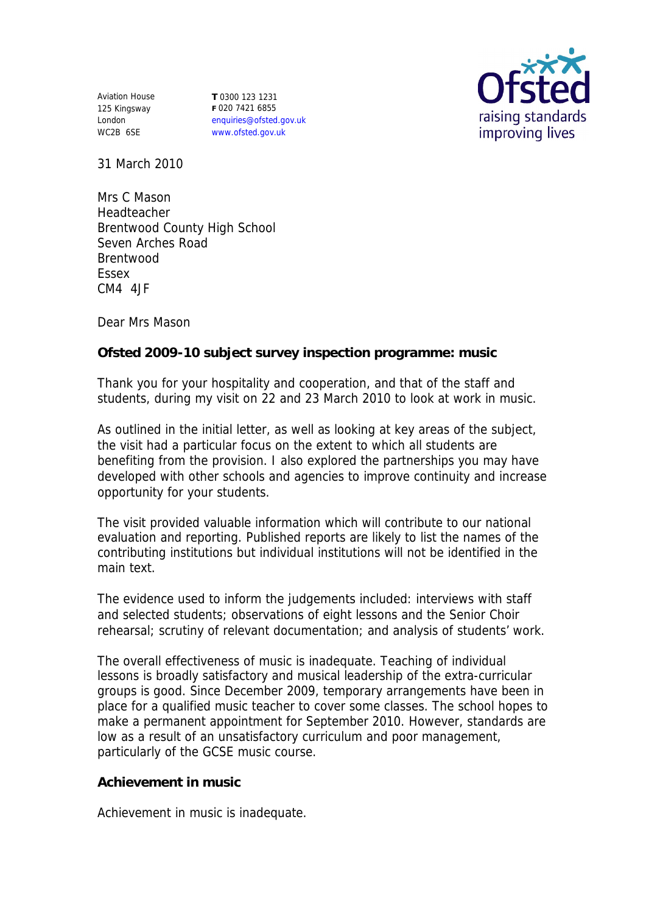Aviation House
125 Kingsway
London
WC2B 6SE

**T** 0300 123 1231
**F** 020 7421 6855
enquiries@ofsted.gov.uk
www.ofsted.gov.uk

Ofsted
raising standards
improving lives

31 March 2010

Mrs C Mason
Headteacher
Brentwood County High School
Seven Arches Road
Brentwood
Essex
CM4 4JF

Dear Mrs Mason

**Ofsted 2009-10 subject survey inspection programme: music**

Thank you for your hospitality and cooperation, and that of the staff and students, during my visit on 22 and 23 March 2010 to look at work in music.

As outlined in the initial letter, as well as looking at key areas of the subject, the visit had a particular focus on the extent to which all students are benefiting from the provision. I also explored the partnerships you may have developed with other schools and agencies to improve continuity and increase opportunity for your students.

The visit provided valuable information which will contribute to our national evaluation and reporting. Published reports are likely to list the names of the contributing institutions but individual institutions will not be identified in the main text.

The evidence used to inform the judgements included: interviews with staff and selected students; observations of eight lessons and the Senior Choir rehearsal; scrutiny of relevant documentation; and analysis of students' work.

The overall effectiveness of music is inadequate. Teaching of individual lessons is broadly satisfactory and musical leadership of the extra-curricular groups is good. Since December 2009, temporary arrangements have been in place for a qualified music teacher to cover some classes. The school hopes to make a permanent appointment for September 2010. However, standards are low as a result of an unsatisfactory curriculum and poor management, particularly of the GCSE music course.

**Achievement in music**

Achievement in music is inadequate.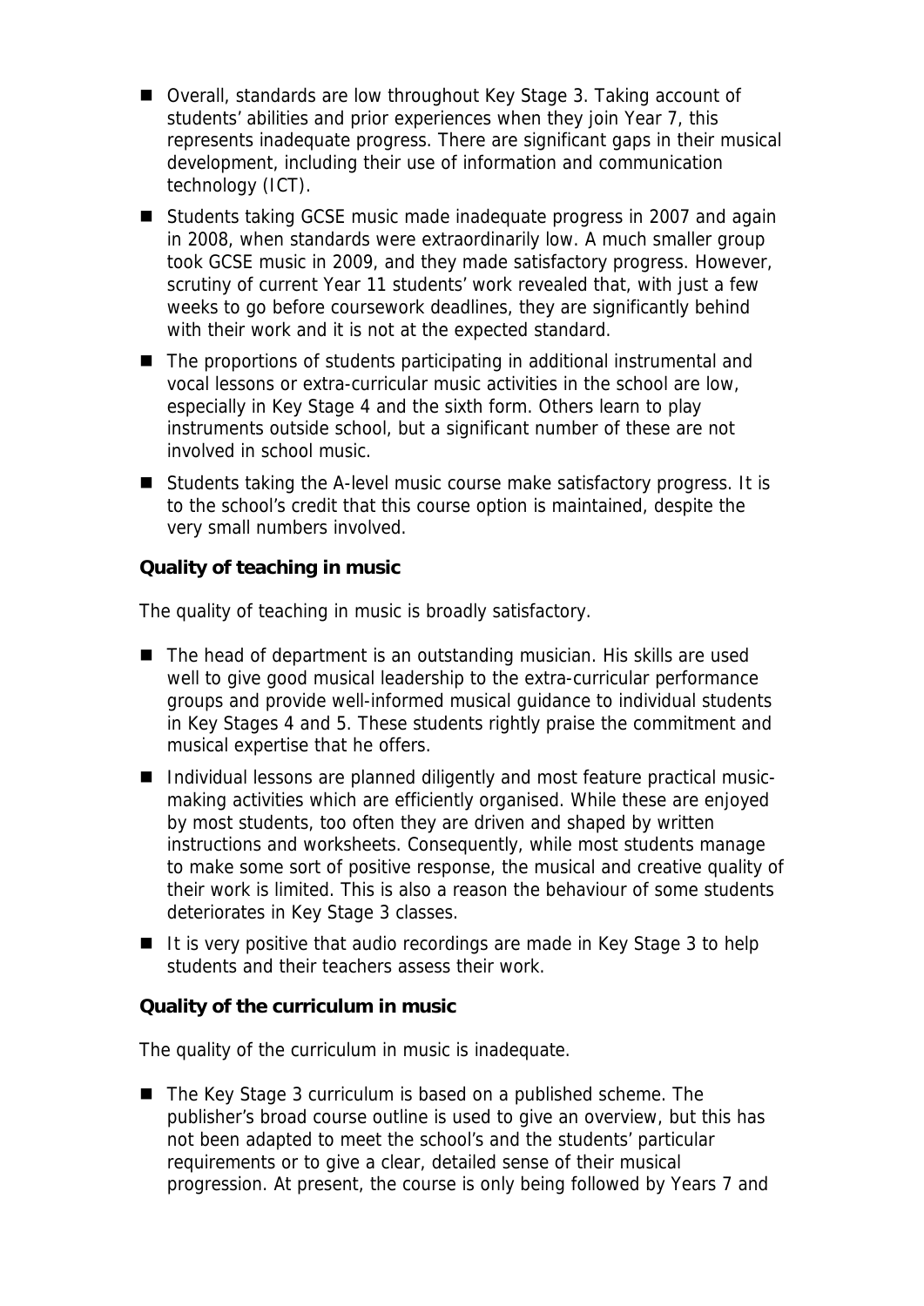- Overall, standards are low throughout Key Stage 3. Taking account of students' abilities and prior experiences when they join Year 7, this represents inadequate progress. There are significant gaps in their musical development, including their use of information and communication technology (ICT).
- Students taking GCSE music made inadequate progress in 2007 and again in 2008, when standards were extraordinarily low. A much smaller group took GCSE music in 2009, and they made satisfactory progress. However, scrutiny of current Year 11 students' work revealed that, with just a few weeks to go before coursework deadlines, they are significantly behind with their work and it is not at the expected standard.
- The proportions of students participating in additional instrumental and vocal lessons or extra-curricular music activities in the school are low, especially in Key Stage 4 and the sixth form. Others learn to play instruments outside school, but a significant number of these are not involved in school music.
- Students taking the A-level music course make satisfactory progress. It is to the school's credit that this course option is maintained, despite the very small numbers involved.

**Quality of teaching in music**

The quality of teaching in music is broadly satisfactory.

- The head of department is an outstanding musician. His skills are used well to give good musical leadership to the extra-curricular performance groups and provide well-informed musical guidance to individual students in Key Stages 4 and 5. These students rightly praise the commitment and musical expertise that he offers.
- Individual lessons are planned diligently and most feature practical music-making activities which are efficiently organised. While these are enjoyed by most students, too often they are driven and shaped by written instructions and worksheets. Consequently, while most students manage to make some sort of positive response, the musical and creative quality of their work is limited. This is also a reason the behaviour of some students deteriorates in Key Stage 3 classes.
- It is very positive that audio recordings are made in Key Stage 3 to help students and their teachers assess their work.

**Quality of the curriculum in music**

The quality of the curriculum in music is inadequate.

- The Key Stage 3 curriculum is based on a published scheme. The publisher's broad course outline is used to give an overview, but this has not been adapted to meet the school's and the students' particular requirements or to give a clear, detailed sense of their musical progression. At present, the course is only being followed by Years 7 and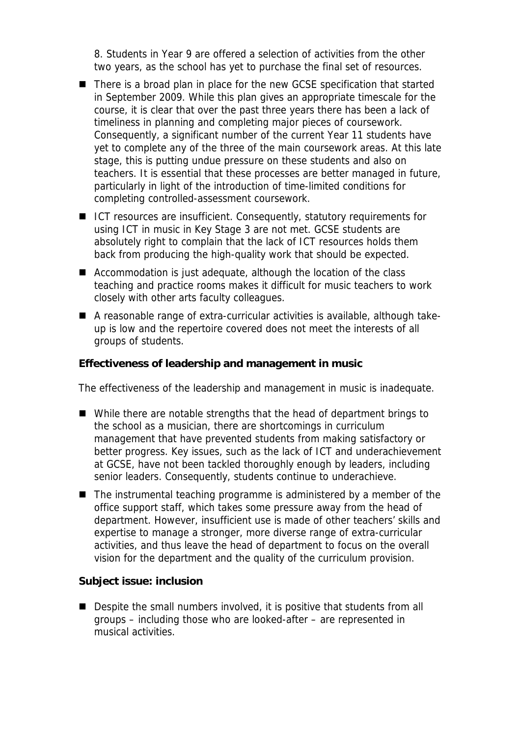8. Students in Year 9 are offered a selection of activities from the other two years, as the school has yet to purchase the final set of resources.

- There is a broad plan in place for the new GCSE specification that started in September 2009. While this plan gives an appropriate timescale for the course, it is clear that over the past three years there has been a lack of timeliness in planning and completing major pieces of coursework. Consequently, a significant number of the current Year 11 students have yet to complete any of the three of the main coursework areas. At this late stage, this is putting undue pressure on these students and also on teachers. It is essential that these processes are better managed in future, particularly in light of the introduction of time-limited conditions for completing controlled-assessment coursework.
- ICT resources are insufficient. Consequently, statutory requirements for using ICT in music in Key Stage 3 are not met. GCSE students are absolutely right to complain that the lack of ICT resources holds them back from producing the high-quality work that should be expected.
- Accommodation is just adequate, although the location of the class teaching and practice rooms makes it difficult for music teachers to work closely with other arts faculty colleagues.
- A reasonable range of extra-curricular activities is available, although take-up is low and the repertoire covered does not meet the interests of all groups of students.

**Effectiveness of leadership and management in music**

The effectiveness of the leadership and management in music is inadequate.

- While there are notable strengths that the head of department brings to the school as a musician, there are shortcomings in curriculum management that have prevented students from making satisfactory or better progress. Key issues, such as the lack of ICT and underachievement at GCSE, have not been tackled thoroughly enough by leaders, including senior leaders. Consequently, students continue to underachieve.
- The instrumental teaching programme is administered by a member of the office support staff, which takes some pressure away from the head of department. However, insufficient use is made of other teachers' skills and expertise to manage a stronger, more diverse range of extra-curricular activities, and thus leave the head of department to focus on the overall vision for the department and the quality of the curriculum provision.

**Subject issue: inclusion**

- Despite the small numbers involved, it is positive that students from all groups – including those who are looked-after – are represented in musical activities.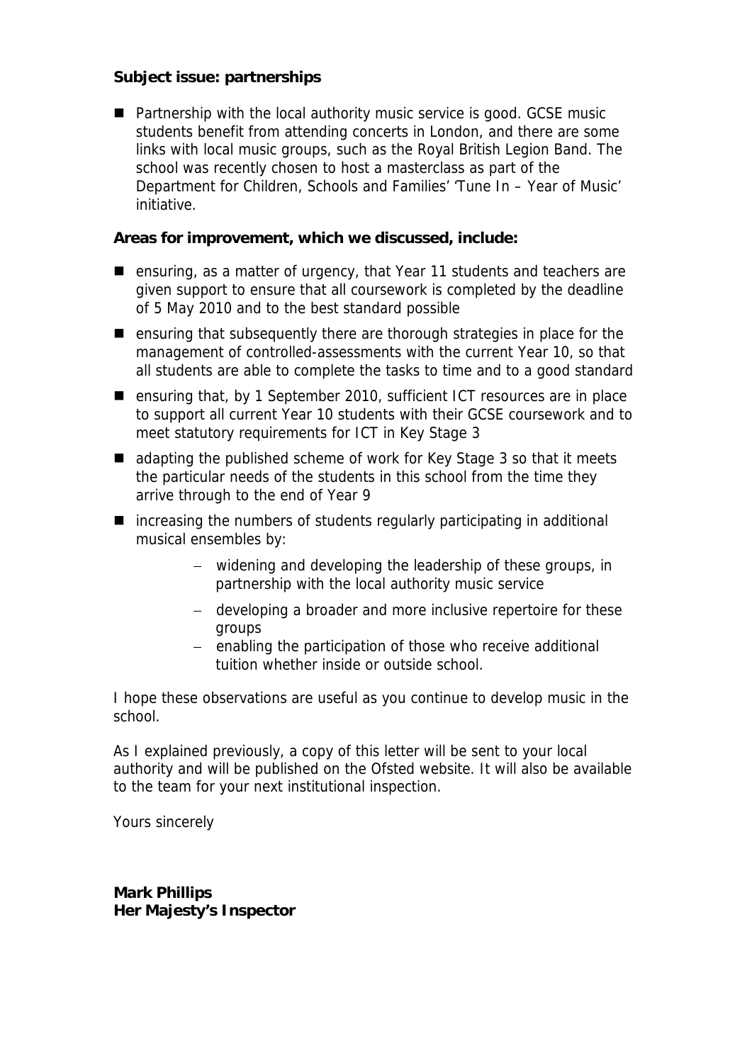**Subject issue: partnerships**

- Partnership with the local authority music service is good. GCSE music students benefit from attending concerts in London, and there are some links with local music groups, such as the Royal British Legion Band. The school was recently chosen to host a masterclass as part of the Department for Children, Schools and Families' 'Tune In – Year of Music' initiative.

**Areas for improvement, which we discussed, include:**

- ensuring, as a matter of urgency, that Year 11 students and teachers are given support to ensure that all coursework is completed by the deadline of 5 May 2010 and to the best standard possible
- ensuring that subsequently there are thorough strategies in place for the management of controlled-assessments with the current Year 10, so that all students are able to complete the tasks to time and to a good standard
- ensuring that, by 1 September 2010, sufficient ICT resources are in place to support all current Year 10 students with their GCSE coursework and to meet statutory requirements for ICT in Key Stage 3
- adapting the published scheme of work for Key Stage 3 so that it meets the particular needs of the students in this school from the time they arrive through to the end of Year 9
- increasing the numbers of students regularly participating in additional musical ensembles by:
  - widening and developing the leadership of these groups, in partnership with the local authority music service
  - developing a broader and more inclusive repertoire for these groups
  - enabling the participation of those who receive additional tuition whether inside or outside school.

I hope these observations are useful as you continue to develop music in the school.

As I explained previously, a copy of this letter will be sent to your local authority and will be published on the Ofsted website. It will also be available to the team for your next institutional inspection.

Yours sincerely

**Mark Phillips**
**Her Majesty's Inspector**